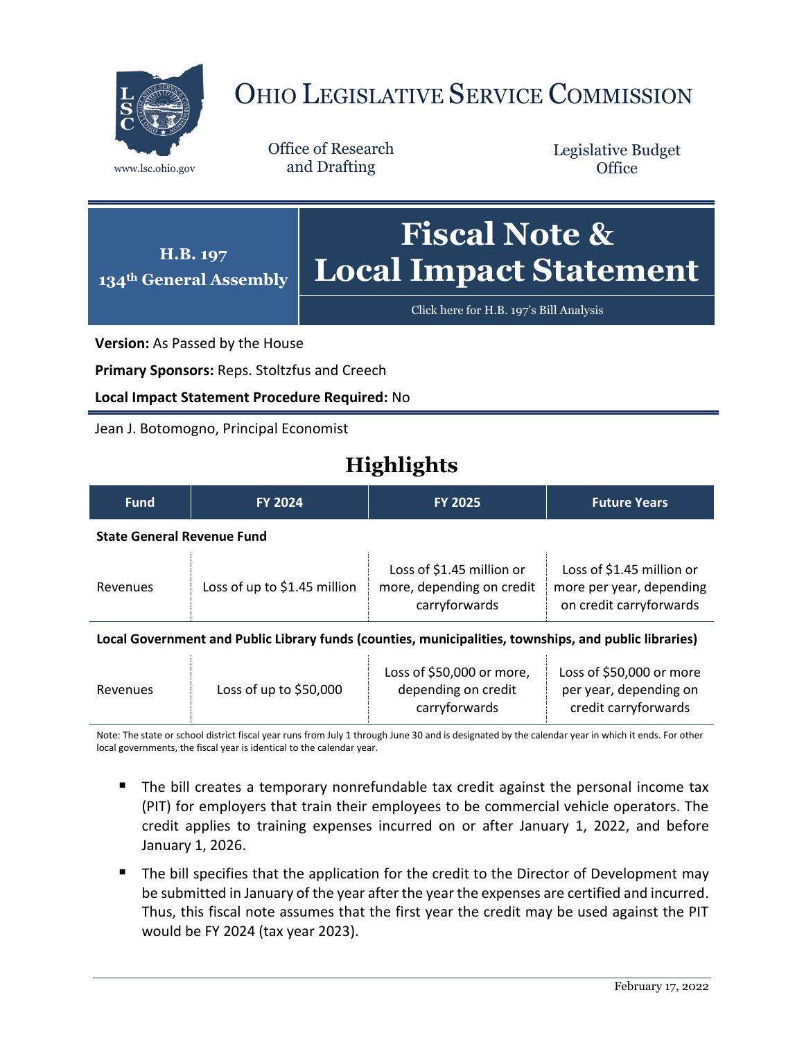# Ohio Legislative Service Commission

www.lsc.ohio.gov

Office of Research and Drafting

Legislative Budget Office

**H.B. 197**
**134th General Assembly**

# Fiscal Note & Local Impact Statement

Click here for H.B. 197's Bill Analysis

**Version:** As Passed by the House

**Primary Sponsors:** Reps. Stoltzfus and Creech

**Local Impact Statement Procedure Required:** No

Jean J. Botomogno, Principal Economist

## Highlights

| Fund | FY 2024 | FY 2025 | Future Years |
|---|---|---|---|
| **State General Revenue Fund** | | | |
| Revenues | Loss of up to $1.45 million | Loss of $1.45 million or more, depending on credit carryforwards | Loss of $1.45 million or more per year, depending on credit carryforwards |
| **Local Government and Public Library funds (counties, municipalities, townships, and public libraries)** | | | |
| Revenues | Loss of up to $50,000 | Loss of $50,000 or more, depending on credit carryforwards | Loss of $50,000 or more per year, depending on credit carryforwards |

Note: The state or school district fiscal year runs from July 1 through June 30 and is designated by the calendar year in which it ends. For other local governments, the fiscal year is identical to the calendar year.

- The bill creates a temporary nonrefundable tax credit against the personal income tax (PIT) for employers that train their employees to be commercial vehicle operators. The credit applies to training expenses incurred on or after January 1, 2022, and before January 1, 2026.
- The bill specifies that the application for the credit to the Director of Development may be submitted in January of the year after the year the expenses are certified and incurred. Thus, this fiscal note assumes that the first year the credit may be used against the PIT would be FY 2024 (tax year 2023).

February 17, 2022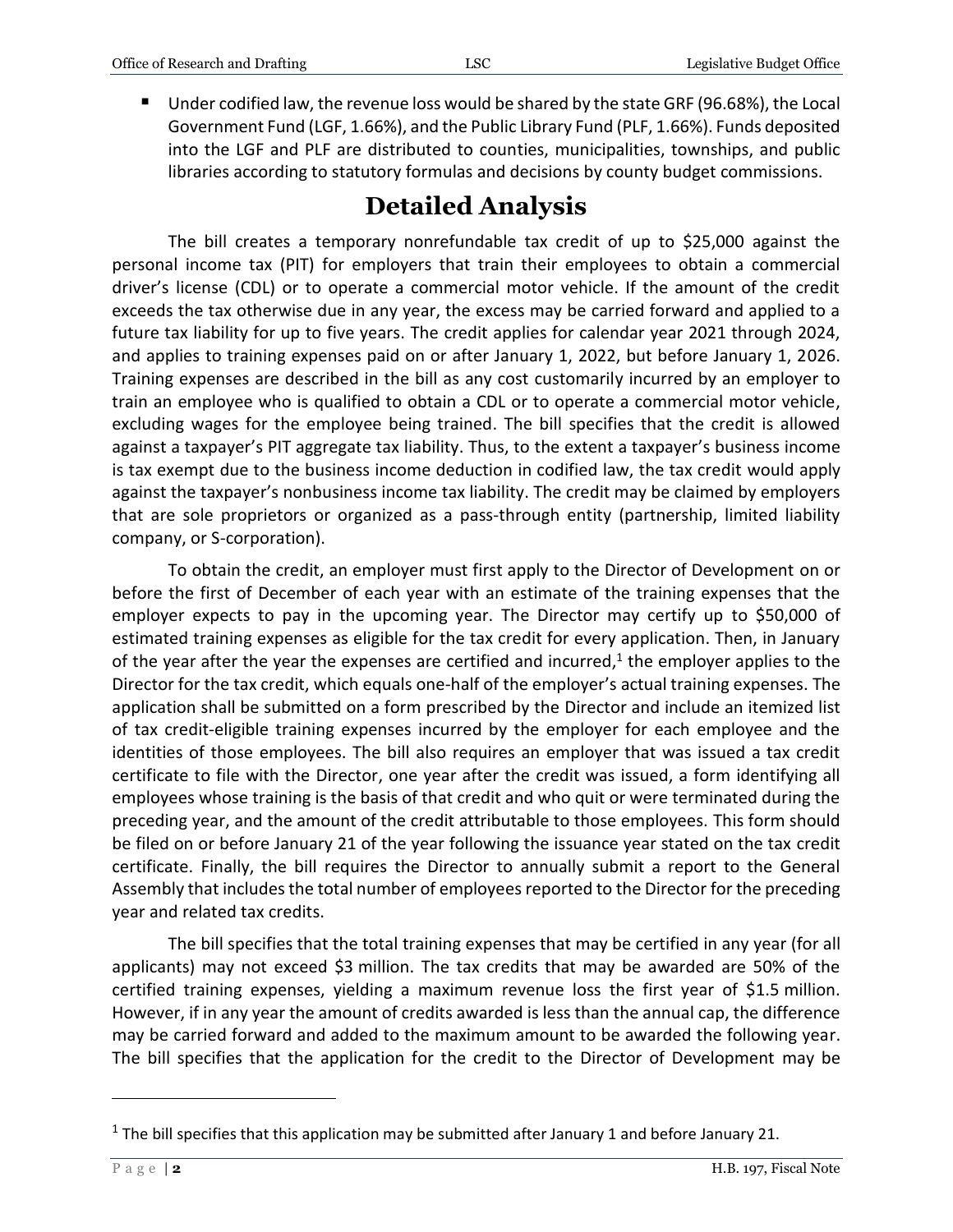- Under codified law, the revenue loss would be shared by the state GRF (96.68%), the Local Government Fund (LGF, 1.66%), and the Public Library Fund (PLF, 1.66%). Funds deposited into the LGF and PLF are distributed to counties, municipalities, townships, and public libraries according to statutory formulas and decisions by county budget commissions.

# Detailed Analysis

The bill creates a temporary nonrefundable tax credit of up to $25,000 against the personal income tax (PIT) for employers that train their employees to obtain a commercial driver's license (CDL) or to operate a commercial motor vehicle. If the amount of the credit exceeds the tax otherwise due in any year, the excess may be carried forward and applied to a future tax liability for up to five years. The credit applies for calendar year 2021 through 2024, and applies to training expenses paid on or after January 1, 2022, but before January 1, 2026. Training expenses are described in the bill as any cost customarily incurred by an employer to train an employee who is qualified to obtain a CDL or to operate a commercial motor vehicle, excluding wages for the employee being trained. The bill specifies that the credit is allowed against a taxpayer's PIT aggregate tax liability. Thus, to the extent a taxpayer's business income is tax exempt due to the business income deduction in codified law, the tax credit would apply against the taxpayer's nonbusiness income tax liability. The credit may be claimed by employers that are sole proprietors or organized as a pass-through entity (partnership, limited liability company, or S-corporation).

To obtain the credit, an employer must first apply to the Director of Development on or before the first of December of each year with an estimate of the training expenses that the employer expects to pay in the upcoming year. The Director may certify up to $50,000 of estimated training expenses as eligible for the tax credit for every application. Then, in January of the year after the year the expenses are certified and incurred,[1] the employer applies to the Director for the tax credit, which equals one-half of the employer's actual training expenses. The application shall be submitted on a form prescribed by the Director and include an itemized list of tax credit-eligible training expenses incurred by the employer for each employee and the identities of those employees. The bill also requires an employer that was issued a tax credit certificate to file with the Director, one year after the credit was issued, a form identifying all employees whose training is the basis of that credit and who quit or were terminated during the preceding year, and the amount of the credit attributable to those employees. This form should be filed on or before January 21 of the year following the issuance year stated on the tax credit certificate. Finally, the bill requires the Director to annually submit a report to the General Assembly that includes the total number of employees reported to the Director for the preceding year and related tax credits.

The bill specifies that the total training expenses that may be certified in any year (for all applicants) may not exceed $3 million. The tax credits that may be awarded are 50% of the certified training expenses, yielding a maximum revenue loss the first year of $1.5 million. However, if in any year the amount of credits awarded is less than the annual cap, the difference may be carried forward and added to the maximum amount to be awarded the following year. The bill specifies that the application for the credit to the Director of Development may be

[1] The bill specifies that this application may be submitted after January 1 and before January 21.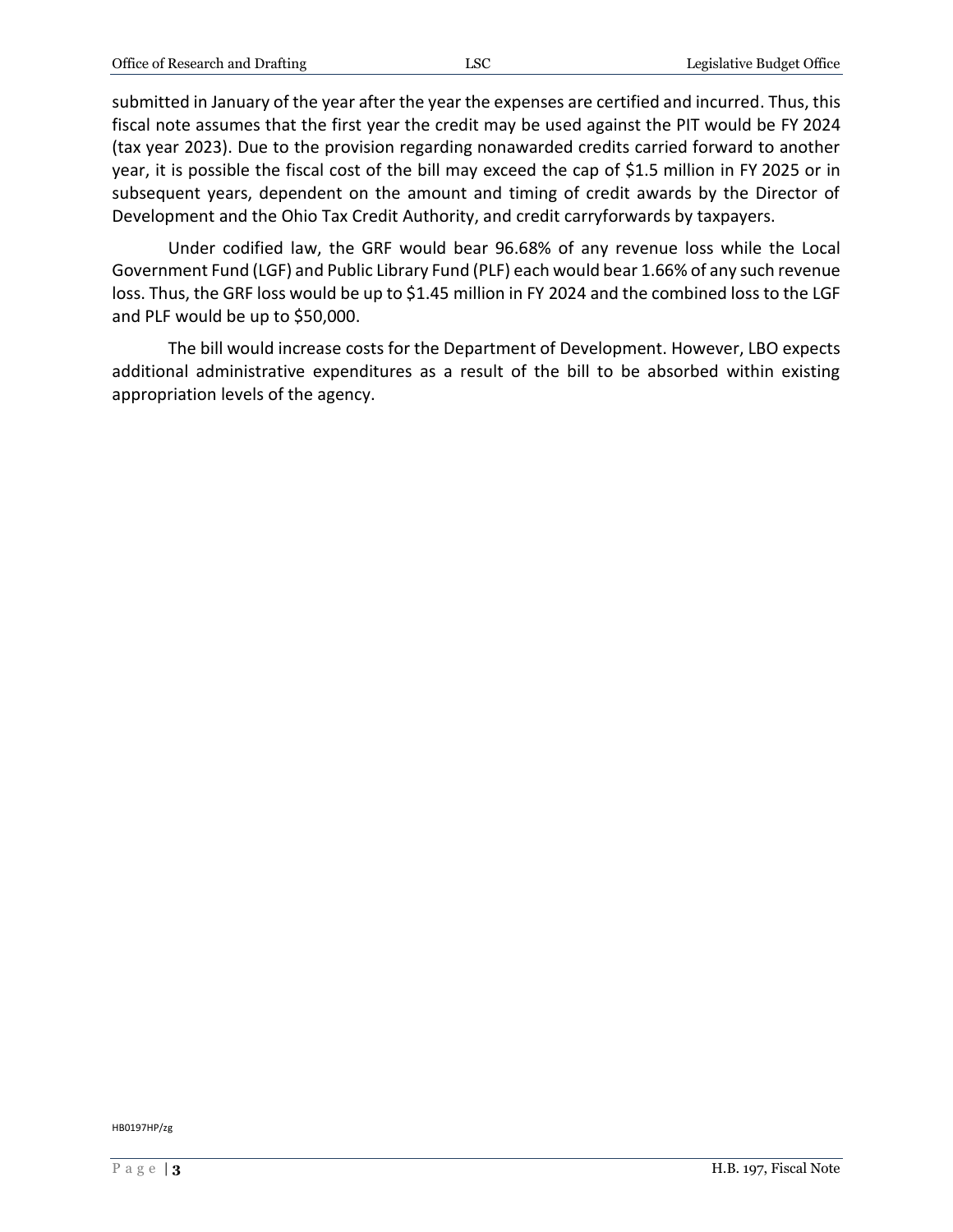submitted in January of the year after the year the expenses are certified and incurred. Thus, this fiscal note assumes that the first year the credit may be used against the PIT would be FY 2024 (tax year 2023). Due to the provision regarding nonawarded credits carried forward to another year, it is possible the fiscal cost of the bill may exceed the cap of $1.5 million in FY 2025 or in subsequent years, dependent on the amount and timing of credit awards by the Director of Development and the Ohio Tax Credit Authority, and credit carryforwards by taxpayers.

Under codified law, the GRF would bear 96.68% of any revenue loss while the Local Government Fund (LGF) and Public Library Fund (PLF) each would bear 1.66% of any such revenue loss. Thus, the GRF loss would be up to $1.45 million in FY 2024 and the combined loss to the LGF and PLF would be up to $50,000.

The bill would increase costs for the Department of Development. However, LBO expects additional administrative expenditures as a result of the bill to be absorbed within existing appropriation levels of the agency.

HB0197HP/zg